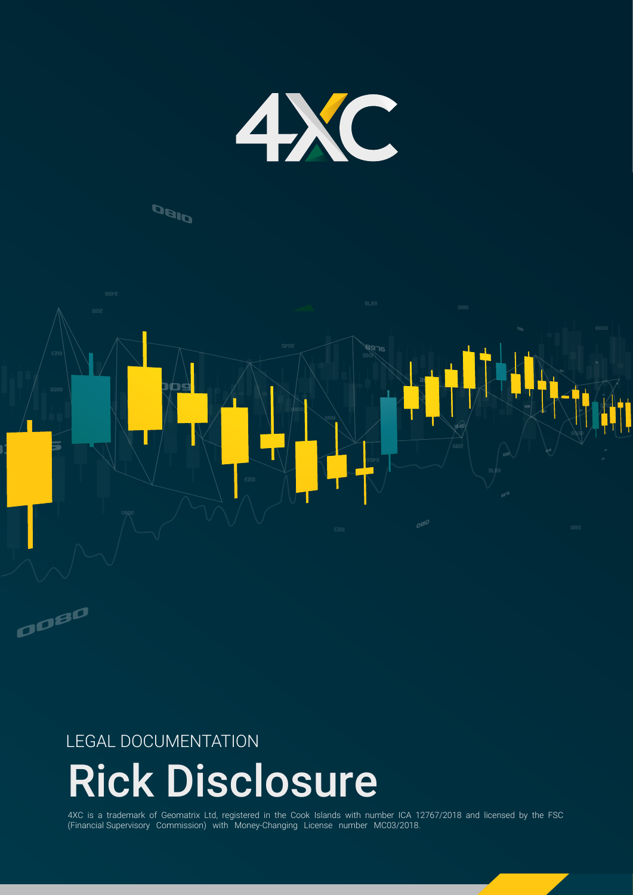4XC

LEGAL DOCUMENTATION

# Rick Disclosure

4XC is a trademark of Geomatrix Ltd, registered in the Cook Islands with number ICA 12767/2018 and licensed by the FSC (Financial Supervisory Commission) with Money-Changing License number MC03/2018.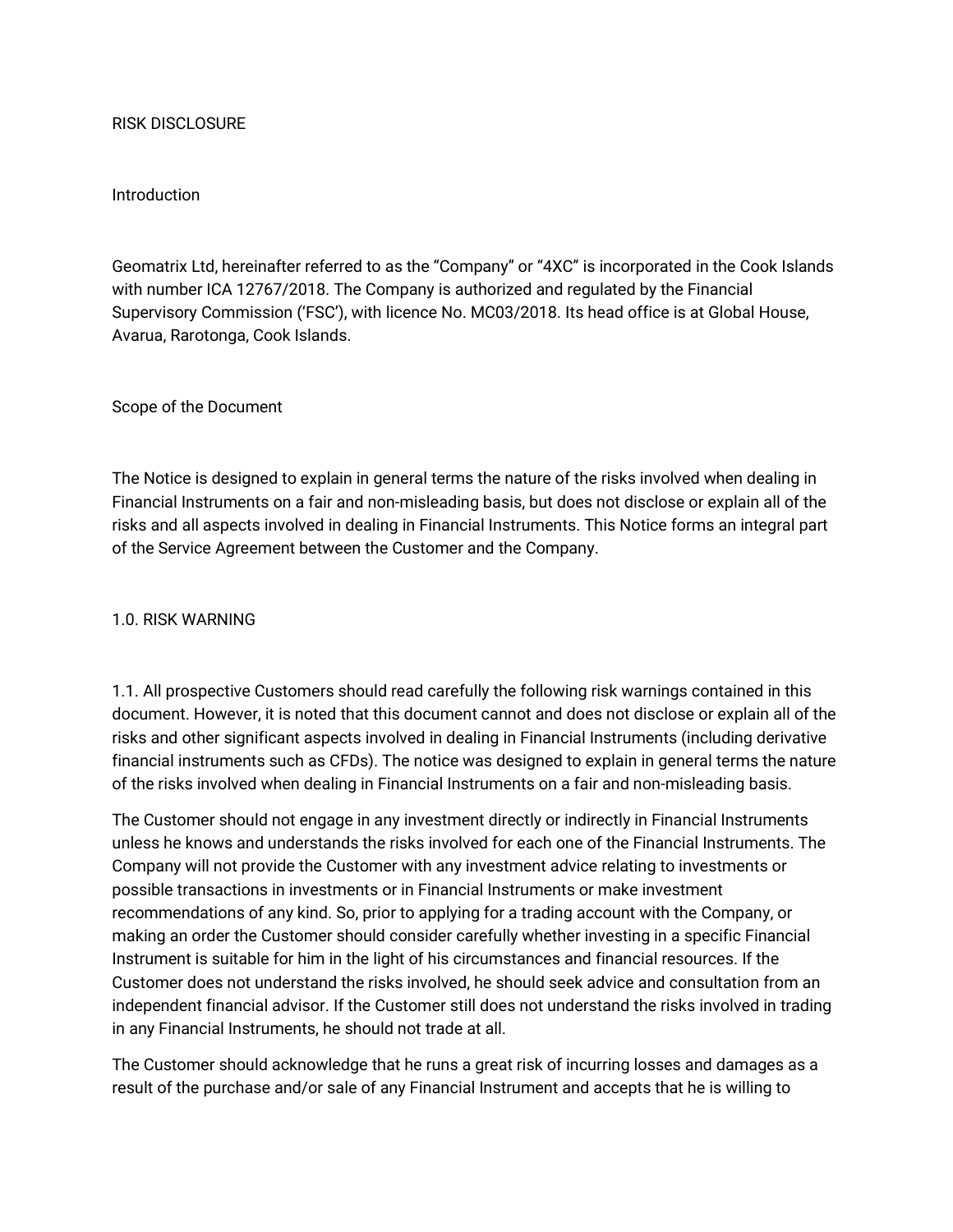# RISK DISCLOSURE

## Introduction

Geomatrix Ltd, hereinafter referred to as the "Company" or "4XC" is incorporated in the Cook Islands with number ICA 12767/2018. The Company is authorized and regulated by the Financial Supervisory Commission ('FSC'), with licence No. MC03/2018. Its head office is at Global House, Avarua, Rarotonga, Cook Islands.

## Scope of the Document

The Notice is designed to explain in general terms the nature of the risks involved when dealing in Financial Instruments on a fair and non-misleading basis, but does not disclose or explain all of the risks and all aspects involved in dealing in Financial Instruments. This Notice forms an integral part of the Service Agreement between the Customer and the Company.

## 1.0. RISK WARNING

1.1. All prospective Customers should read carefully the following risk warnings contained in this document. However, it is noted that this document cannot and does not disclose or explain all of the risks and other significant aspects involved in dealing in Financial Instruments (including derivative financial instruments such as CFDs). The notice was designed to explain in general terms the nature of the risks involved when dealing in Financial Instruments on a fair and non-misleading basis.

The Customer should not engage in any investment directly or indirectly in Financial Instruments unless he knows and understands the risks involved for each one of the Financial Instruments. The Company will not provide the Customer with any investment advice relating to investments or possible transactions in investments or in Financial Instruments or make investment recommendations of any kind. So, prior to applying for a trading account with the Company, or making an order the Customer should consider carefully whether investing in a specific Financial Instrument is suitable for him in the light of his circumstances and financial resources. If the Customer does not understand the risks involved, he should seek advice and consultation from an independent financial advisor. If the Customer still does not understand the risks involved in trading in any Financial Instruments, he should not trade at all.

The Customer should acknowledge that he runs a great risk of incurring losses and damages as a result of the purchase and/or sale of any Financial Instrument and accepts that he is willing to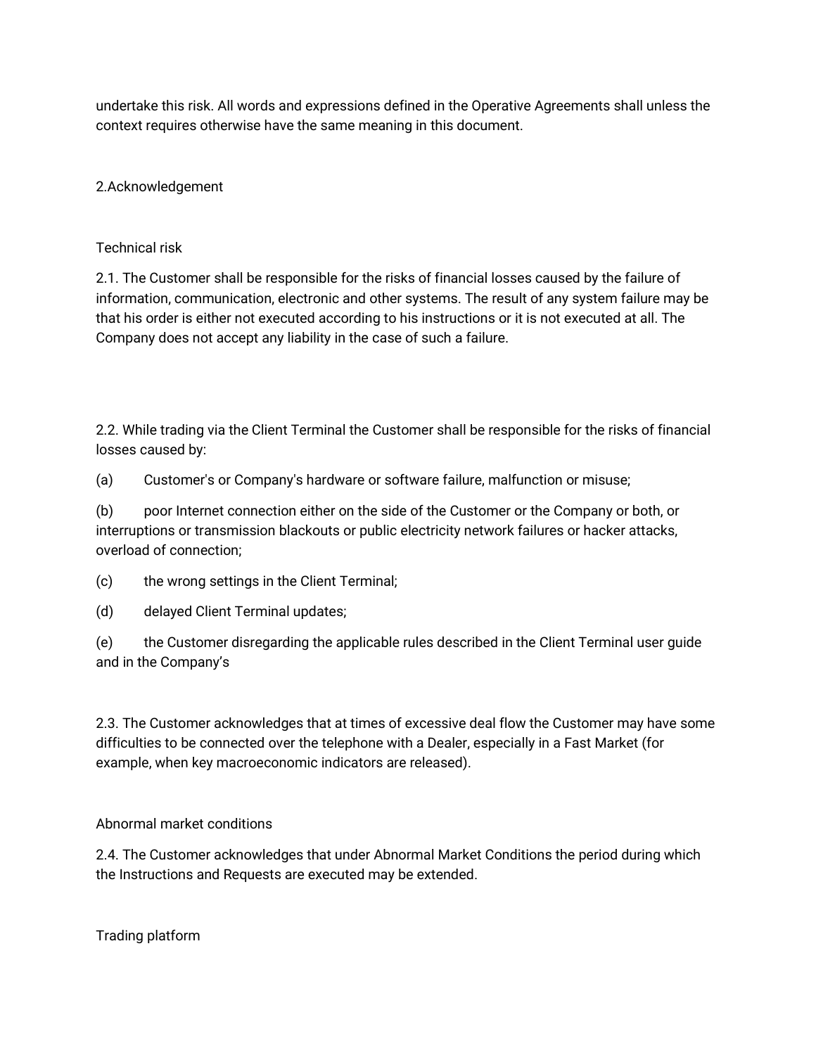undertake this risk. All words and expressions defined in the Operative Agreements shall unless the context requires otherwise have the same meaning in this document.

## 2.Acknowledgement

### Technical risk

2.1. The Customer shall be responsible for the risks of financial losses caused by the failure of information, communication, electronic and other systems. The result of any system failure may be that his order is either not executed according to his instructions or it is not executed at all. The Company does not accept any liability in the case of such a failure.

2.2. While trading via the Client Terminal the Customer shall be responsible for the risks of financial losses caused by:

(a) Customer's or Company's hardware or software failure, malfunction or misuse;

(b) poor Internet connection either on the side of the Customer or the Company or both, or interruptions or transmission blackouts or public electricity network failures or hacker attacks, overload of connection;

(c) the wrong settings in the Client Terminal;

(d) delayed Client Terminal updates;

(e) the Customer disregarding the applicable rules described in the Client Terminal user guide and in the Company's

2.3. The Customer acknowledges that at times of excessive deal flow the Customer may have some difficulties to be connected over the telephone with a Dealer, especially in a Fast Market (for example, when key macroeconomic indicators are released).

### Abnormal market conditions

2.4. The Customer acknowledges that under Abnormal Market Conditions the period during which the Instructions and Requests are executed may be extended.

### Trading platform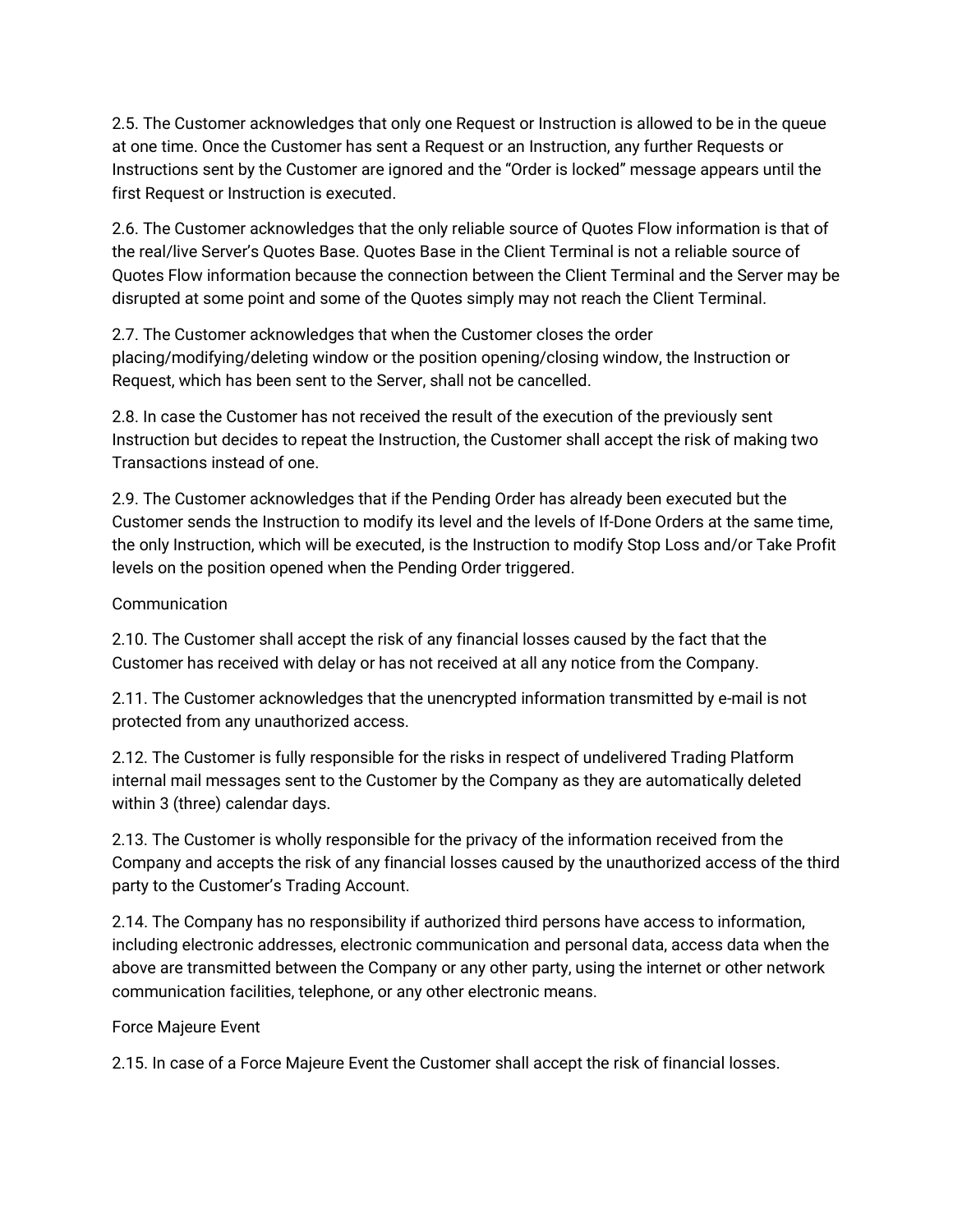2.5. The Customer acknowledges that only one Request or Instruction is allowed to be in the queue at one time. Once the Customer has sent a Request or an Instruction, any further Requests or Instructions sent by the Customer are ignored and the "Order is locked" message appears until the first Request or Instruction is executed.

2.6. The Customer acknowledges that the only reliable source of Quotes Flow information is that of the real/live Server's Quotes Base. Quotes Base in the Client Terminal is not a reliable source of Quotes Flow information because the connection between the Client Terminal and the Server may be disrupted at some point and some of the Quotes simply may not reach the Client Terminal.

2.7. The Customer acknowledges that when the Customer closes the order placing/modifying/deleting window or the position opening/closing window, the Instruction or Request, which has been sent to the Server, shall not be cancelled.

2.8. In case the Customer has not received the result of the execution of the previously sent Instruction but decides to repeat the Instruction, the Customer shall accept the risk of making two Transactions instead of one.

2.9. The Customer acknowledges that if the Pending Order has already been executed but the Customer sends the Instruction to modify its level and the levels of If-Done Orders at the same time, the only Instruction, which will be executed, is the Instruction to modify Stop Loss and/or Take Profit levels on the position opened when the Pending Order triggered.

### Communication

2.10. The Customer shall accept the risk of any financial losses caused by the fact that the Customer has received with delay or has not received at all any notice from the Company.

2.11. The Customer acknowledges that the unencrypted information transmitted by e-mail is not protected from any unauthorized access.

2.12. The Customer is fully responsible for the risks in respect of undelivered Trading Platform internal mail messages sent to the Customer by the Company as they are automatically deleted within 3 (three) calendar days.

2.13. The Customer is wholly responsible for the privacy of the information received from the Company and accepts the risk of any financial losses caused by the unauthorized access of the third party to the Customer's Trading Account.

2.14. The Company has no responsibility if authorized third persons have access to information, including electronic addresses, electronic communication and personal data, access data when the above are transmitted between the Company or any other party, using the internet or other network communication facilities, telephone, or any other electronic means.

### Force Majeure Event

2.15. In case of a Force Majeure Event the Customer shall accept the risk of financial losses.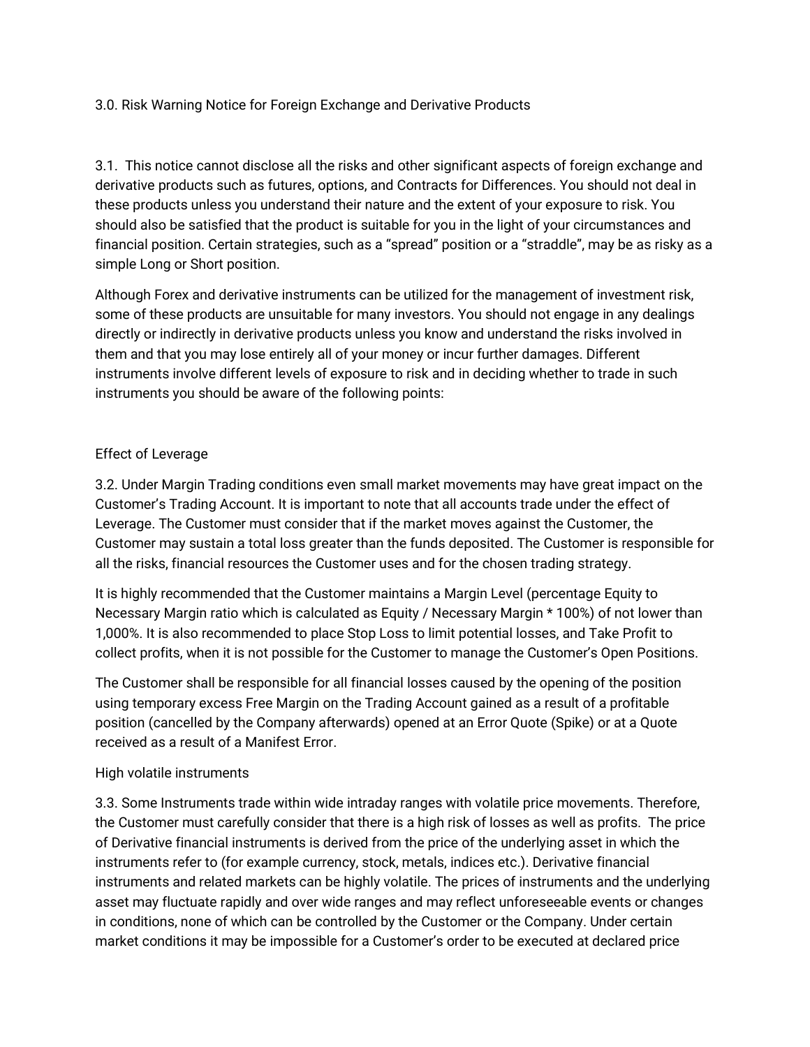## 3.0. Risk Warning Notice for Foreign Exchange and Derivative Products

3.1. This notice cannot disclose all the risks and other significant aspects of foreign exchange and derivative products such as futures, options, and Contracts for Differences. You should not deal in these products unless you understand their nature and the extent of your exposure to risk. You should also be satisfied that the product is suitable for you in the light of your circumstances and financial position. Certain strategies, such as a “spread” position or a “straddle”, may be as risky as a simple Long or Short position.

Although Forex and derivative instruments can be utilized for the management of investment risk, some of these products are unsuitable for many investors. You should not engage in any dealings directly or indirectly in derivative products unless you know and understand the risks involved in them and that you may lose entirely all of your money or incur further damages. Different instruments involve different levels of exposure to risk and in deciding whether to trade in such instruments you should be aware of the following points:

### Effect of Leverage

3.2. Under Margin Trading conditions even small market movements may have great impact on the Customer’s Trading Account. It is important to note that all accounts trade under the effect of Leverage. The Customer must consider that if the market moves against the Customer, the Customer may sustain a total loss greater than the funds deposited. The Customer is responsible for all the risks, financial resources the Customer uses and for the chosen trading strategy.

It is highly recommended that the Customer maintains a Margin Level (percentage Equity to Necessary Margin ratio which is calculated as Equity / Necessary Margin * 100%) of not lower than 1,000%. It is also recommended to place Stop Loss to limit potential losses, and Take Profit to collect profits, when it is not possible for the Customer to manage the Customer’s Open Positions.

The Customer shall be responsible for all financial losses caused by the opening of the position using temporary excess Free Margin on the Trading Account gained as a result of a profitable position (cancelled by the Company afterwards) opened at an Error Quote (Spike) or at a Quote received as a result of a Manifest Error.

### High volatile instruments

3.3. Some Instruments trade within wide intraday ranges with volatile price movements. Therefore, the Customer must carefully consider that there is a high risk of losses as well as profits. The price of Derivative financial instruments is derived from the price of the underlying asset in which the instruments refer to (for example currency, stock, metals, indices etc.). Derivative financial instruments and related markets can be highly volatile. The prices of instruments and the underlying asset may fluctuate rapidly and over wide ranges and may reflect unforeseeable events or changes in conditions, none of which can be controlled by the Customer or the Company. Under certain market conditions it may be impossible for a Customer’s order to be executed at declared price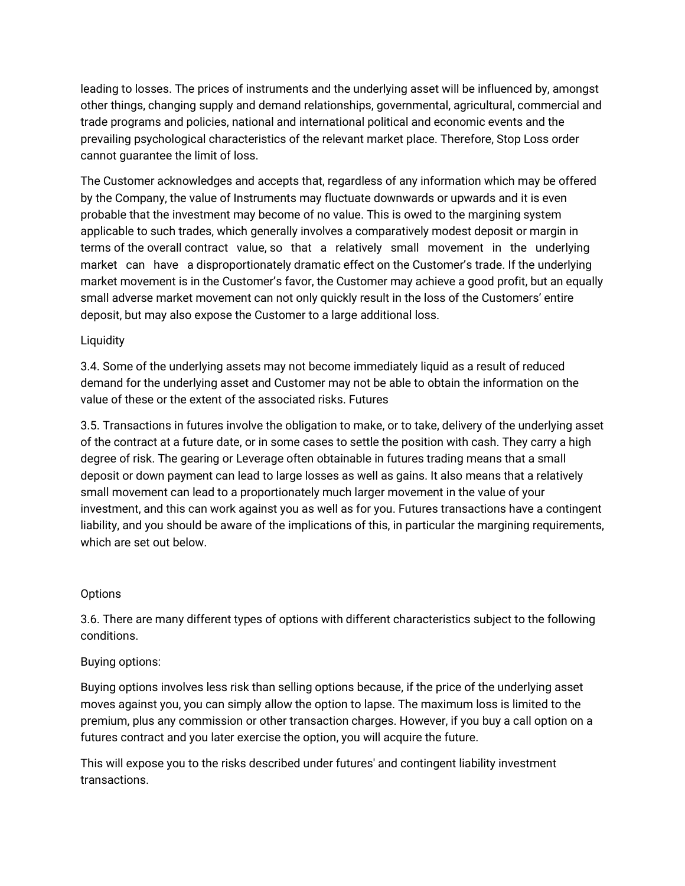leading to losses. The prices of instruments and the underlying asset will be influenced by, amongst other things, changing supply and demand relationships, governmental, agricultural, commercial and trade programs and policies, national and international political and economic events and the prevailing psychological characteristics of the relevant market place. Therefore, Stop Loss order cannot guarantee the limit of loss.

The Customer acknowledges and accepts that, regardless of any information which may be offered by the Company, the value of Instruments may fluctuate downwards or upwards and it is even probable that the investment may become of no value. This is owed to the margining system applicable to such trades, which generally involves a comparatively modest deposit or margin in terms of the overall contract value, so that a relatively small movement in the underlying market can have a disproportionately dramatic effect on the Customer's trade. If the underlying market movement is in the Customer's favor, the Customer may achieve a good profit, but an equally small adverse market movement can not only quickly result in the loss of the Customers' entire deposit, but may also expose the Customer to a large additional loss.

Liquidity

3.4. Some of the underlying assets may not become immediately liquid as a result of reduced demand for the underlying asset and Customer may not be able to obtain the information on the value of these or the extent of the associated risks. Futures

3.5. Transactions in futures involve the obligation to make, or to take, delivery of the underlying asset of the contract at a future date, or in some cases to settle the position with cash. They carry a high degree of risk. The gearing or Leverage often obtainable in futures trading means that a small deposit or down payment can lead to large losses as well as gains. It also means that a relatively small movement can lead to a proportionately much larger movement in the value of your investment, and this can work against you as well as for you. Futures transactions have a contingent liability, and you should be aware of the implications of this, in particular the margining requirements, which are set out below.

Options

3.6. There are many different types of options with different characteristics subject to the following conditions.

Buying options:

Buying options involves less risk than selling options because, if the price of the underlying asset moves against you, you can simply allow the option to lapse. The maximum loss is limited to the premium, plus any commission or other transaction charges. However, if you buy a call option on a futures contract and you later exercise the option, you will acquire the future.

This will expose you to the risks described under futures' and contingent liability investment transactions.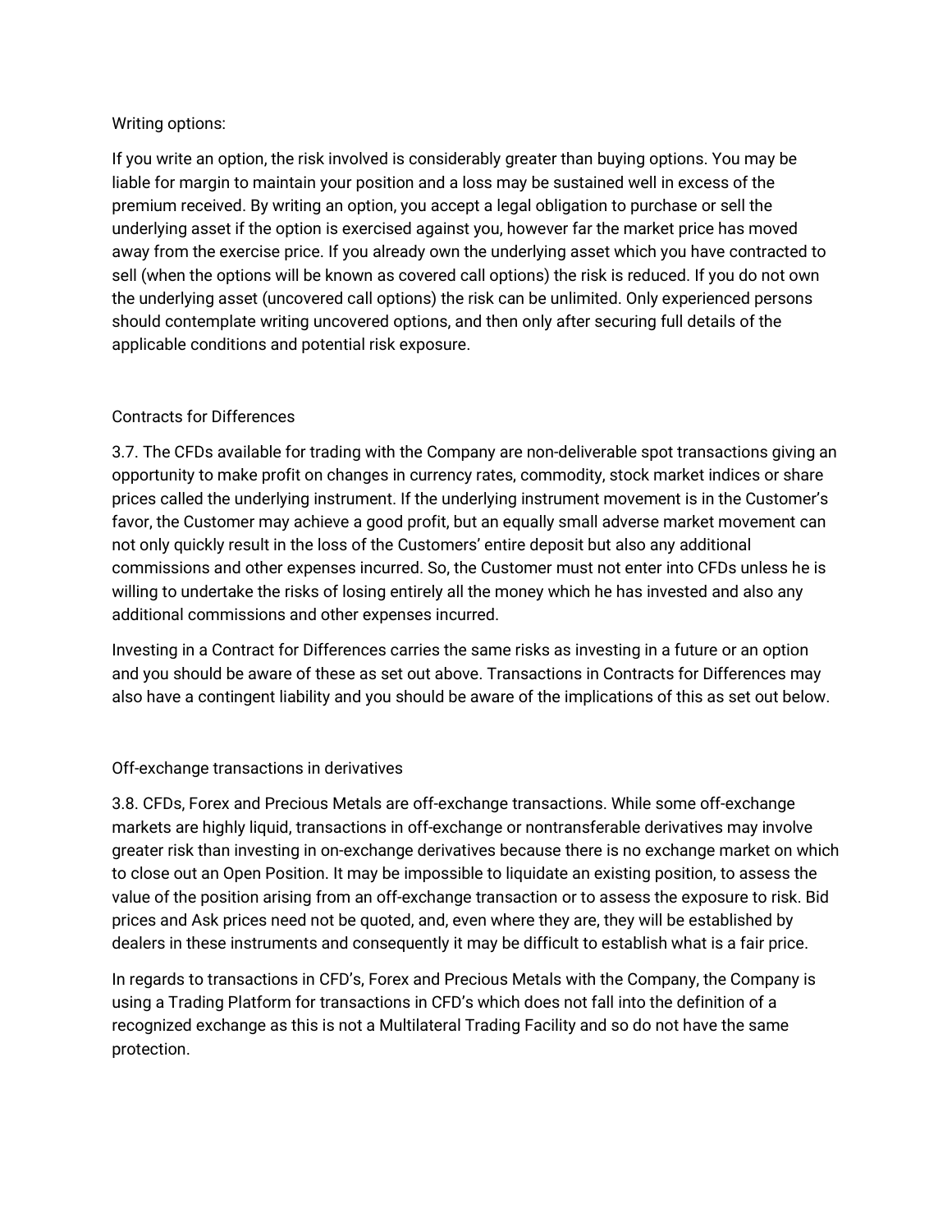Writing options:

If you write an option, the risk involved is considerably greater than buying options. You may be liable for margin to maintain your position and a loss may be sustained well in excess of the premium received. By writing an option, you accept a legal obligation to purchase or sell the underlying asset if the option is exercised against you, however far the market price has moved away from the exercise price. If you already own the underlying asset which you have contracted to sell (when the options will be known as covered call options) the risk is reduced. If you do not own the underlying asset (uncovered call options) the risk can be unlimited. Only experienced persons should contemplate writing uncovered options, and then only after securing full details of the applicable conditions and potential risk exposure.

Contracts for Differences

3.7. The CFDs available for trading with the Company are non-deliverable spot transactions giving an opportunity to make profit on changes in currency rates, commodity, stock market indices or share prices called the underlying instrument. If the underlying instrument movement is in the Customer's favor, the Customer may achieve a good profit, but an equally small adverse market movement can not only quickly result in the loss of the Customers' entire deposit but also any additional commissions and other expenses incurred. So, the Customer must not enter into CFDs unless he is willing to undertake the risks of losing entirely all the money which he has invested and also any additional commissions and other expenses incurred.

Investing in a Contract for Differences carries the same risks as investing in a future or an option and you should be aware of these as set out above. Transactions in Contracts for Differences may also have a contingent liability and you should be aware of the implications of this as set out below.

Off-exchange transactions in derivatives

3.8. CFDs, Forex and Precious Metals are off-exchange transactions. While some off-exchange markets are highly liquid, transactions in off-exchange or nontransferable derivatives may involve greater risk than investing in on-exchange derivatives because there is no exchange market on which to close out an Open Position. It may be impossible to liquidate an existing position, to assess the value of the position arising from an off-exchange transaction or to assess the exposure to risk. Bid prices and Ask prices need not be quoted, and, even where they are, they will be established by dealers in these instruments and consequently it may be difficult to establish what is a fair price.

In regards to transactions in CFD's, Forex and Precious Metals with the Company, the Company is using a Trading Platform for transactions in CFD's which does not fall into the definition of a recognized exchange as this is not a Multilateral Trading Facility and so do not have the same protection.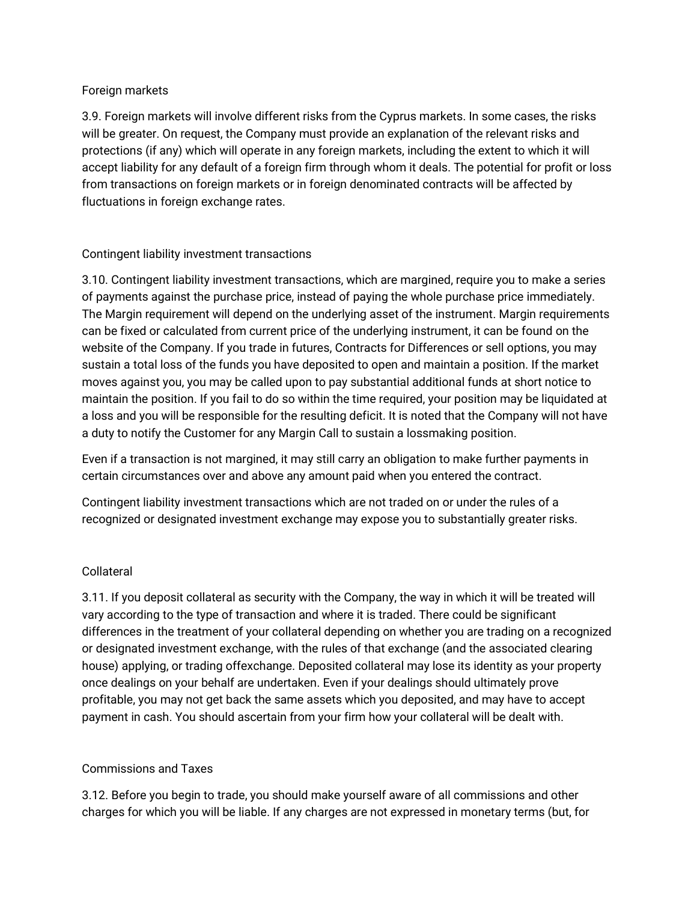### Foreign markets

3.9. Foreign markets will involve different risks from the Cyprus markets. In some cases, the risks will be greater. On request, the Company must provide an explanation of the relevant risks and protections (if any) which will operate in any foreign markets, including the extent to which it will accept liability for any default of a foreign firm through whom it deals. The potential for profit or loss from transactions on foreign markets or in foreign denominated contracts will be affected by fluctuations in foreign exchange rates.

### Contingent liability investment transactions

3.10. Contingent liability investment transactions, which are margined, require you to make a series of payments against the purchase price, instead of paying the whole purchase price immediately. The Margin requirement will depend on the underlying asset of the instrument. Margin requirements can be fixed or calculated from current price of the underlying instrument, it can be found on the website of the Company. If you trade in futures, Contracts for Differences or sell options, you may sustain a total loss of the funds you have deposited to open and maintain a position. If the market moves against you, you may be called upon to pay substantial additional funds at short notice to maintain the position. If you fail to do so within the time required, your position may be liquidated at a loss and you will be responsible for the resulting deficit. It is noted that the Company will not have a duty to notify the Customer for any Margin Call to sustain a lossmaking position.

Even if a transaction is not margined, it may still carry an obligation to make further payments in certain circumstances over and above any amount paid when you entered the contract.

Contingent liability investment transactions which are not traded on or under the rules of a recognized or designated investment exchange may expose you to substantially greater risks.

### Collateral

3.11. If you deposit collateral as security with the Company, the way in which it will be treated will vary according to the type of transaction and where it is traded. There could be significant differences in the treatment of your collateral depending on whether you are trading on a recognized or designated investment exchange, with the rules of that exchange (and the associated clearing house) applying, or trading offexchange. Deposited collateral may lose its identity as your property once dealings on your behalf are undertaken. Even if your dealings should ultimately prove profitable, you may not get back the same assets which you deposited, and may have to accept payment in cash. You should ascertain from your firm how your collateral will be dealt with.

### Commissions and Taxes

3.12. Before you begin to trade, you should make yourself aware of all commissions and other charges for which you will be liable. If any charges are not expressed in monetary terms (but, for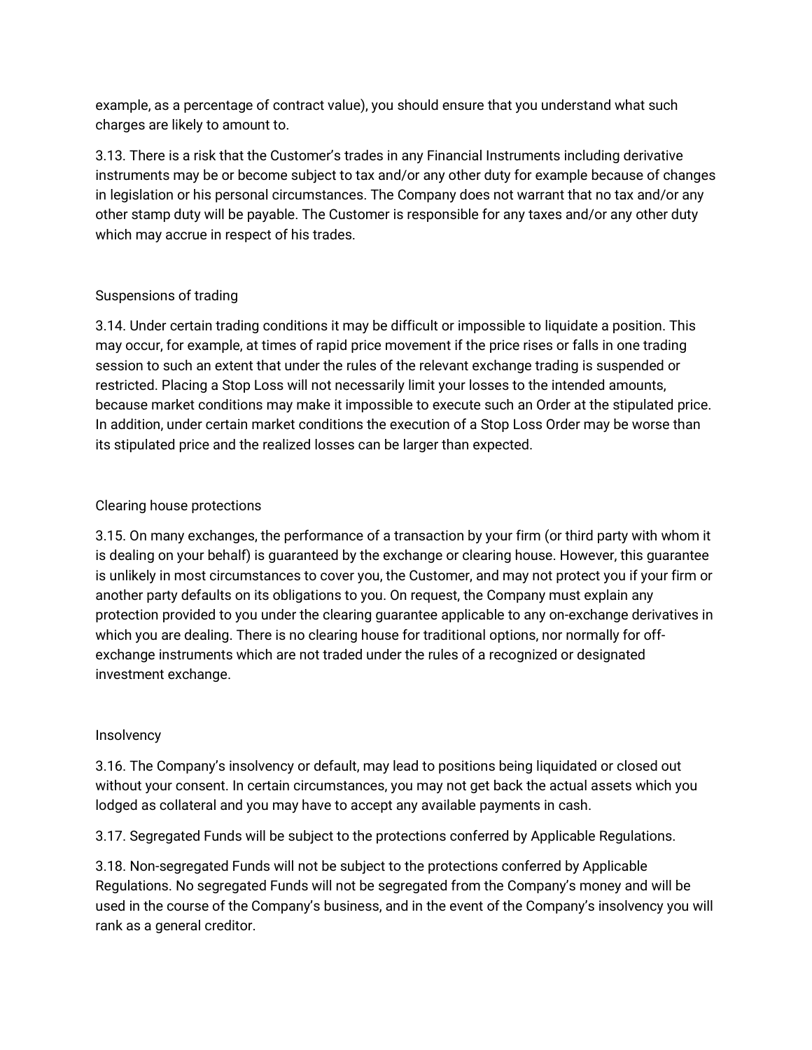example, as a percentage of contract value), you should ensure that you understand what such charges are likely to amount to.

3.13. There is a risk that the Customer's trades in any Financial Instruments including derivative instruments may be or become subject to tax and/or any other duty for example because of changes in legislation or his personal circumstances. The Company does not warrant that no tax and/or any other stamp duty will be payable. The Customer is responsible for any taxes and/or any other duty which may accrue in respect of his trades.

### Suspensions of trading

3.14. Under certain trading conditions it may be difficult or impossible to liquidate a position. This may occur, for example, at times of rapid price movement if the price rises or falls in one trading session to such an extent that under the rules of the relevant exchange trading is suspended or restricted. Placing a Stop Loss will not necessarily limit your losses to the intended amounts, because market conditions may make it impossible to execute such an Order at the stipulated price. In addition, under certain market conditions the execution of a Stop Loss Order may be worse than its stipulated price and the realized losses can be larger than expected.

### Clearing house protections

3.15. On many exchanges, the performance of a transaction by your firm (or third party with whom it is dealing on your behalf) is guaranteed by the exchange or clearing house. However, this guarantee is unlikely in most circumstances to cover you, the Customer, and may not protect you if your firm or another party defaults on its obligations to you. On request, the Company must explain any protection provided to you under the clearing guarantee applicable to any on-exchange derivatives in which you are dealing. There is no clearing house for traditional options, nor normally for off-exchange instruments which are not traded under the rules of a recognized or designated investment exchange.

### Insolvency

3.16. The Company's insolvency or default, may lead to positions being liquidated or closed out without your consent. In certain circumstances, you may not get back the actual assets which you lodged as collateral and you may have to accept any available payments in cash.

3.17. Segregated Funds will be subject to the protections conferred by Applicable Regulations.

3.18. Non-segregated Funds will not be subject to the protections conferred by Applicable Regulations. No segregated Funds will not be segregated from the Company's money and will be used in the course of the Company's business, and in the event of the Company's insolvency you will rank as a general creditor.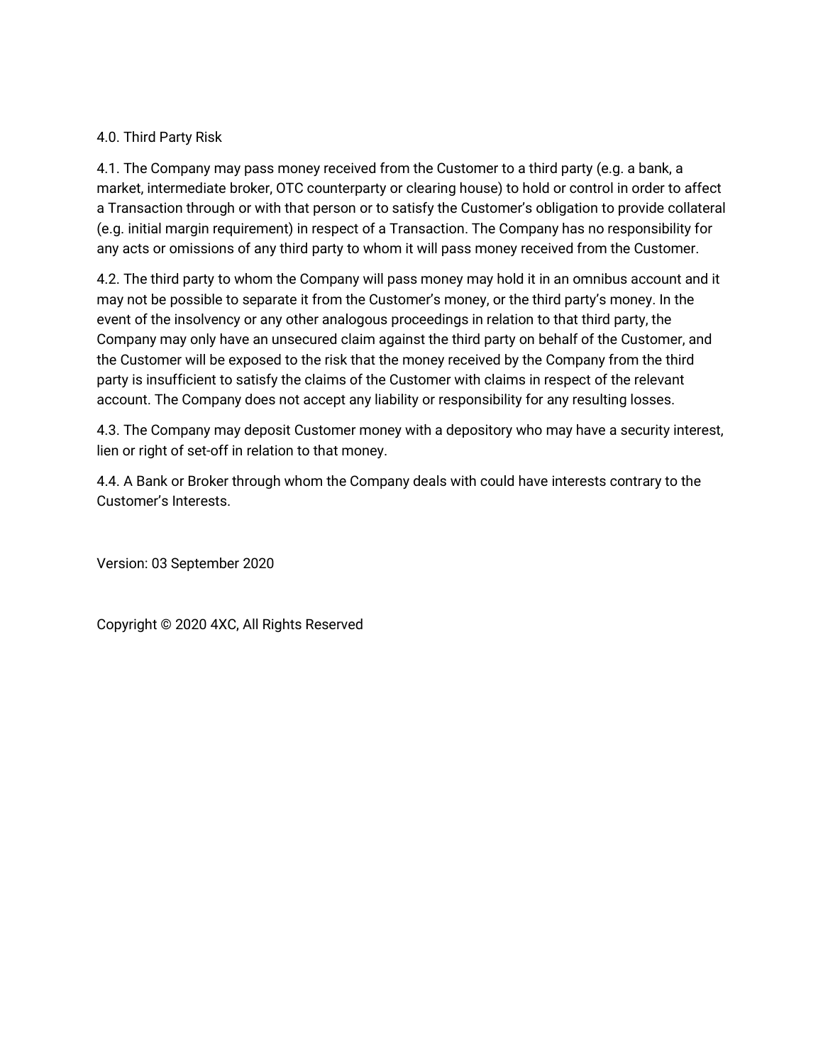## 4.0. Third Party Risk

4.1. The Company may pass money received from the Customer to a third party (e.g. a bank, a market, intermediate broker, OTC counterparty or clearing house) to hold or control in order to affect a Transaction through or with that person or to satisfy the Customer's obligation to provide collateral (e.g. initial margin requirement) in respect of a Transaction. The Company has no responsibility for any acts or omissions of any third party to whom it will pass money received from the Customer.

4.2. The third party to whom the Company will pass money may hold it in an omnibus account and it may not be possible to separate it from the Customer's money, or the third party's money. In the event of the insolvency or any other analogous proceedings in relation to that third party, the Company may only have an unsecured claim against the third party on behalf of the Customer, and the Customer will be exposed to the risk that the money received by the Company from the third party is insufficient to satisfy the claims of the Customer with claims in respect of the relevant account. The Company does not accept any liability or responsibility for any resulting losses.

4.3. The Company may deposit Customer money with a depository who may have a security interest, lien or right of set-off in relation to that money.

4.4. A Bank or Broker through whom the Company deals with could have interests contrary to the Customer's Interests.

Version: 03 September 2020

Copyright © 2020 4XC, All Rights Reserved